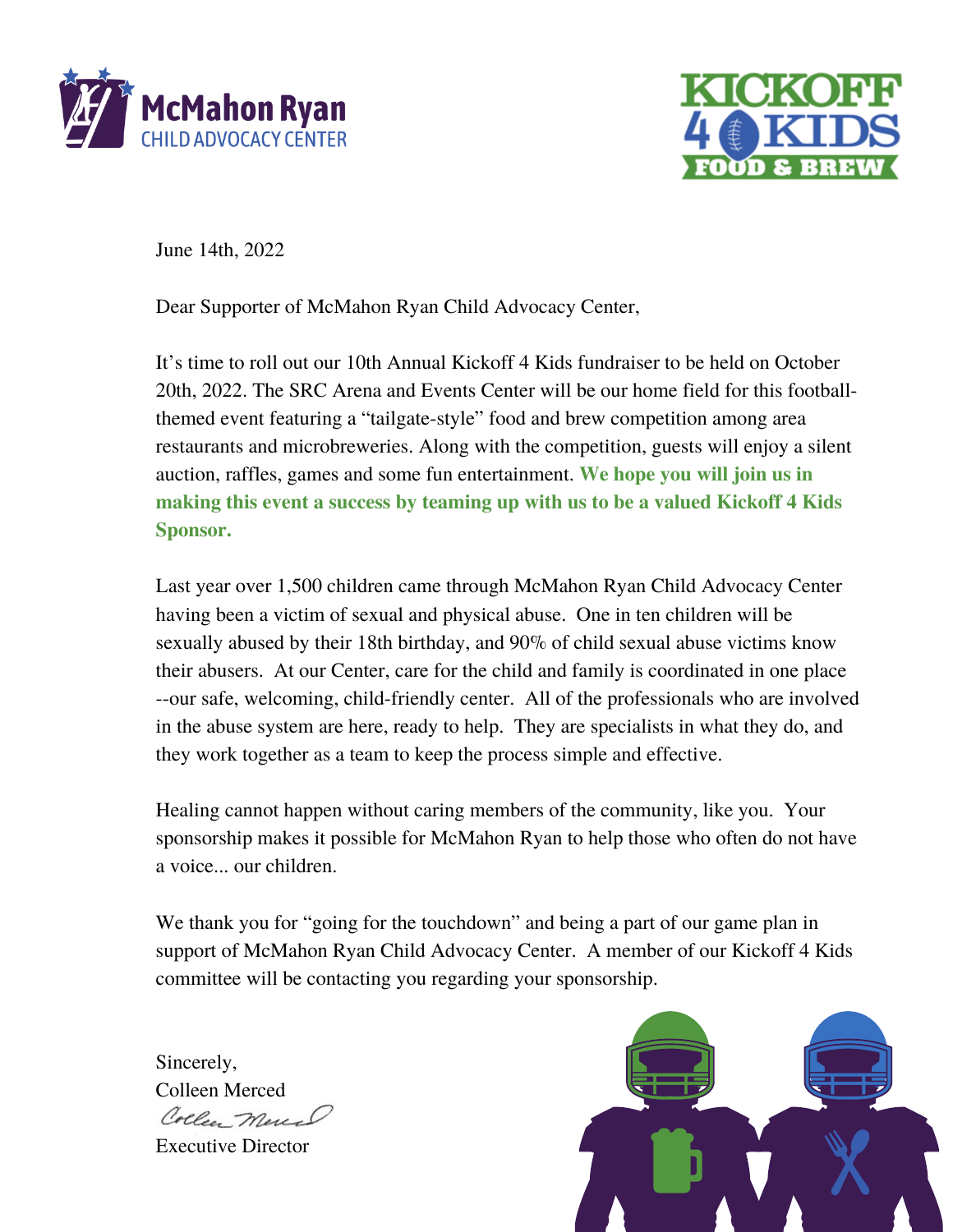McMahon Ryan
CHILD ADVOCACY CENTER

KICKOFF 4 KIDS
FOOD & BREW

June 14th, 2022

Dear Supporter of McMahon Ryan Child Advocacy Center,

It's time to roll out our 10th Annual Kickoff 4 Kids fundraiser to be held on October 20th, 2022. The SRC Arena and Events Center will be our home field for this football-themed event featuring a "tailgate-style" food and brew competition among area restaurants and microbreweries. Along with the competition, guests will enjoy a silent auction, raffles, games and some fun entertainment. **We hope you will join us in making this event a success by teaming up with us to be a valued Kickoff 4 Kids Sponsor.**

Last year over 1,500 children came through McMahon Ryan Child Advocacy Center having been a victim of sexual and physical abuse. One in ten children will be sexually abused by their 18th birthday, and 90% of child sexual abuse victims know their abusers. At our Center, care for the child and family is coordinated in one place --our safe, welcoming, child-friendly center. All of the professionals who are involved in the abuse system are here, ready to help. They are specialists in what they do, and they work together as a team to keep the process simple and effective.

Healing cannot happen without caring members of the community, like you. Your sponsorship makes it possible for McMahon Ryan to help those who often do not have a voice... our children.

We thank you for "going for the touchdown" and being a part of our game plan in support of McMahon Ryan Child Advocacy Center. A member of our Kickoff 4 Kids committee will be contacting you regarding your sponsorship.

Sincerely,
Colleen Merced
*Colleen Merced*
Executive Director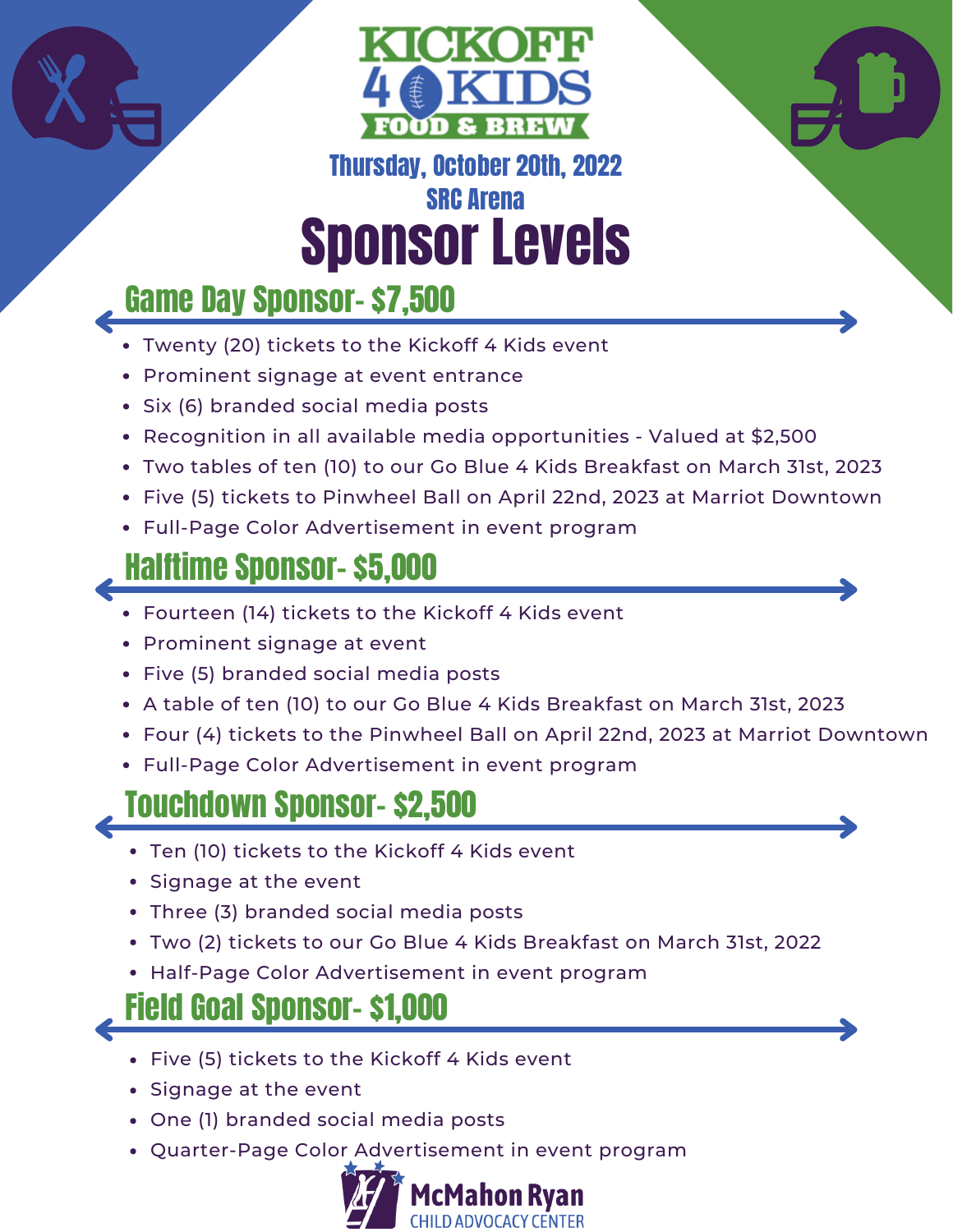# KICKOFF 4 KIDS
## FOOD & BREW

**Thursday, October 20th, 2022**
**SRC Arena**

# Sponsor Levels

## Game Day Sponsor- $7,500

- Twenty (20) tickets to the Kickoff 4 Kids event
- Prominent signage at event entrance
- Six (6) branded social media posts
- Recognition in all available media opportunities - Valued at $2,500
- Two tables of ten (10) to our Go Blue 4 Kids Breakfast on March 31st, 2023
- Five (5) tickets to Pinwheel Ball on April 22nd, 2023 at Marriot Downtown
- Full-Page Color Advertisement in event program

## Halftime Sponsor- $5,000

- Fourteen (14) tickets to the Kickoff 4 Kids event
- Prominent signage at event
- Five (5) branded social media posts
- A table of ten (10) to our Go Blue 4 Kids Breakfast on March 31st, 2023
- Four (4) tickets to the Pinwheel Ball on April 22nd, 2023 at Marriot Downtown
- Full-Page Color Advertisement in event program

## Touchdown Sponsor- $2,500

- Ten (10) tickets to the Kickoff 4 Kids event
- Signage at the event
- Three (3) branded social media posts
- Two (2) tickets to our Go Blue 4 Kids Breakfast on March 31st, 2022
- Half-Page Color Advertisement in event program

## Field Goal Sponsor- $1,000

- Five (5) tickets to the Kickoff 4 Kids event
- Signage at the event
- One (1) branded social media posts
- Quarter-Page Color Advertisement in event program

McMahon Ryan
CHILD ADVOCACY CENTER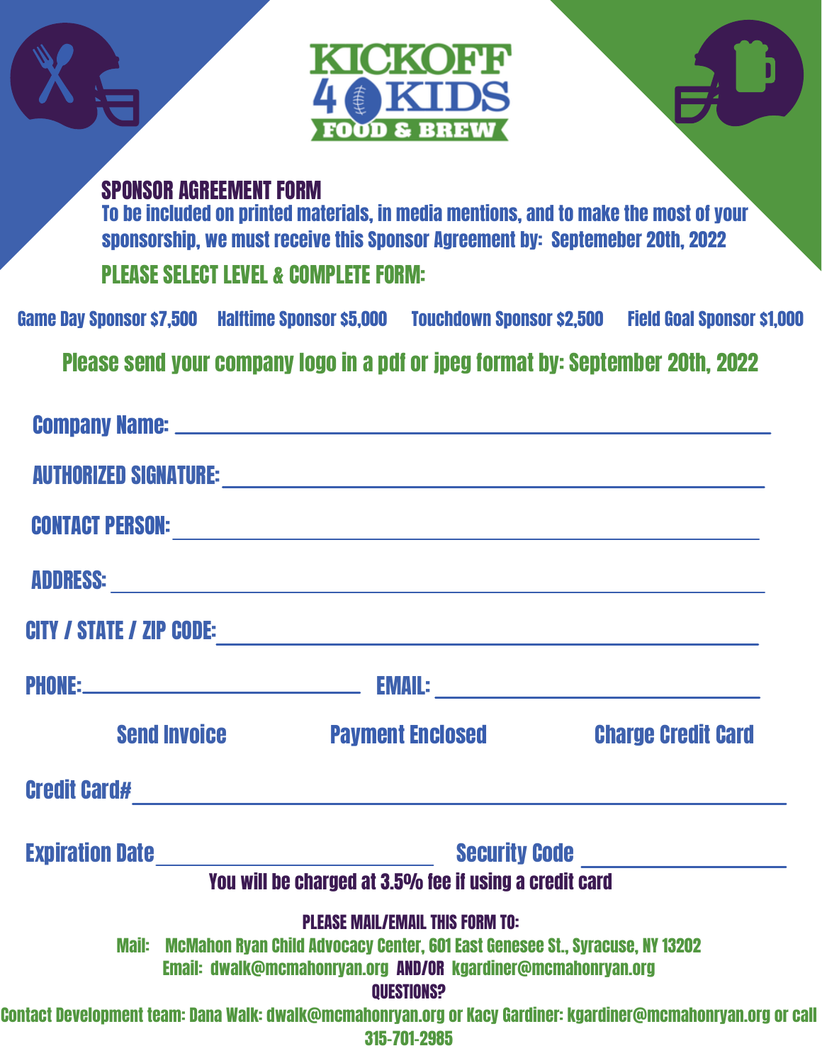# KICKOFF 4 KIDS
## FOOD & BREW

## SPONSOR AGREEMENT FORM

**To be included on printed materials, in media mentions, and to make the most of your sponsorship, we must receive this Sponsor Agreement by: Septemeber 20th, 2022**

**PLEASE SELECT LEVEL & COMPLETE FORM:**

Game Day Sponsor $7,500     Halftime Sponsor $5,000     Touchdown Sponsor $2,500     Field Goal Sponsor $1,000

**Please send your company logo in a pdf or jpeg format by: September 20th, 2022**

Company Name: ______________________________________________

AUTHORIZED SIGNATURE: ______________________________________________

CONTACT PERSON: ______________________________________________

ADDRESS: ______________________________________________

CITY / STATE / ZIP CODE: ______________________________________________

PHONE: ______________________ EMAIL: ______________________

Send Invoice     Payment Enclosed     Charge Credit Card

Credit Card# ______________________________________________

Expiration Date ______________________ Security Code ______________

You will be charged at 3.5% fee if using a credit card

**PLEASE MAIL/EMAIL THIS FORM TO:**

Mail: McMahon Ryan Child Advocacy Center, 601 East Genesee St., Syracuse, NY 13202

Email: dwalk@mcmahonryan.org AND/OR kgardiner@mcmahonryan.org

**QUESTIONS?**

Contact Development team: Dana Walk: dwalk@mcmahonryan.org or Kacy Gardiner: kgardiner@mcmahonryan.org or call 315-701-2985